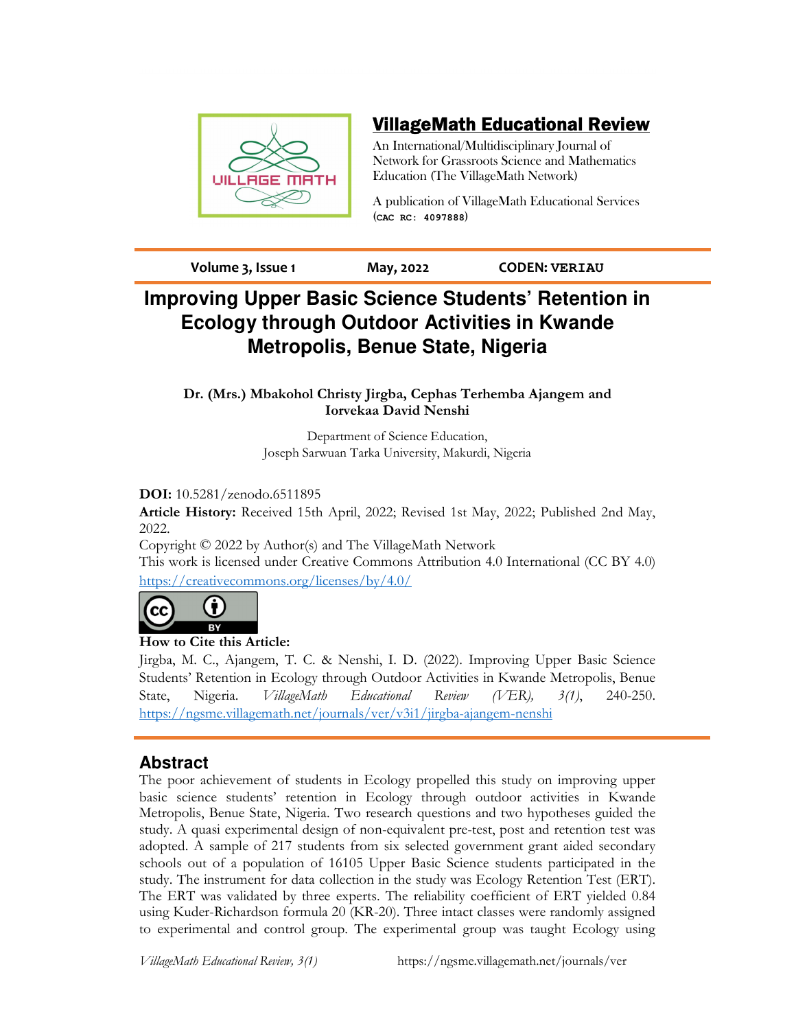# VillageMath Educational Review

An International/Multidisciplinary Journal of Network for Grassroots Science and Mathematics Education (The VillageMath Network)

A publication of VillageMath Educational Services (CAC RC: 4097888)

**Volume 3, Issue 1** **May, 2022** **CODEN: VERIAU**

# Improving Upper Basic Science Students' Retention in Ecology through Outdoor Activities in Kwande Metropolis, Benue State, Nigeria

**Dr. (Mrs.) Mbakohol Christy Jirgba, Cephas Terhemba Ajangem and Iorvekaa David Nenshi**

Department of Science Education,
Joseph Sarwuan Tarka University, Makurdi, Nigeria

**DOI:** 10.5281/zenodo.6511895

**Article History:** Received 15th April, 2022; Revised 1st May, 2022; Published 2nd May, 2022.

Copyright © 2022 by Author(s) and The VillageMath Network

This work is licensed under Creative Commons Attribution 4.0 International (CC BY 4.0) https://creativecommons.org/licenses/by/4.0/

**How to Cite this Article:**

Jirgba, M. C., Ajangem, T. C. & Nenshi, I. D. (2022). Improving Upper Basic Science Students' Retention in Ecology through Outdoor Activities in Kwande Metropolis, Benue State, Nigeria. *VillageMath Educational Review (VER), 3(1)*, 240-250. https://ngsme.villagemath.net/journals/ver/v3i1/jirgba-ajangem-nenshi

## Abstract

The poor achievement of students in Ecology propelled this study on improving upper basic science students' retention in Ecology through outdoor activities in Kwande Metropolis, Benue State, Nigeria. Two research questions and two hypotheses guided the study. A quasi experimental design of non-equivalent pre-test, post and retention test was adopted. A sample of 217 students from six selected government grant aided secondary schools out of a population of 16105 Upper Basic Science students participated in the study. The instrument for data collection in the study was Ecology Retention Test (ERT). The ERT was validated by three experts. The reliability coefficient of ERT yielded 0.84 using Kuder-Richardson formula 20 (KR-20). Three intact classes were randomly assigned to experimental and control group. The experimental group was taught Ecology using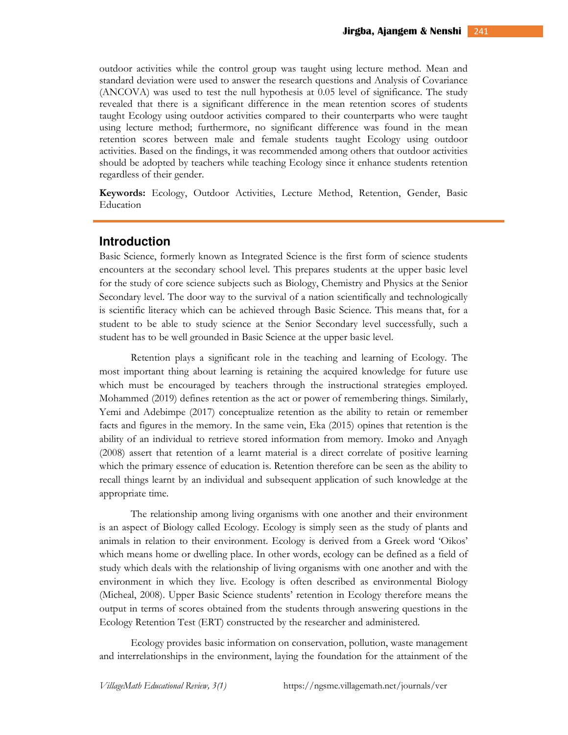outdoor activities while the control group was taught using lecture method. Mean and standard deviation were used to answer the research questions and Analysis of Covariance (ANCOVA) was used to test the null hypothesis at 0.05 level of significance. The study revealed that there is a significant difference in the mean retention scores of students taught Ecology using outdoor activities compared to their counterparts who were taught using lecture method; furthermore, no significant difference was found in the mean retention scores between male and female students taught Ecology using outdoor activities. Based on the findings, it was recommended among others that outdoor activities should be adopted by teachers while teaching Ecology since it enhance students retention regardless of their gender.

**Keywords:** Ecology, Outdoor Activities, Lecture Method, Retention, Gender, Basic Education

## Introduction

Basic Science, formerly known as Integrated Science is the first form of science students encounters at the secondary school level. This prepares students at the upper basic level for the study of core science subjects such as Biology, Chemistry and Physics at the Senior Secondary level. The door way to the survival of a nation scientifically and technologically is scientific literacy which can be achieved through Basic Science. This means that, for a student to be able to study science at the Senior Secondary level successfully, such a student has to be well grounded in Basic Science at the upper basic level.

Retention plays a significant role in the teaching and learning of Ecology. The most important thing about learning is retaining the acquired knowledge for future use which must be encouraged by teachers through the instructional strategies employed. Mohammed (2019) defines retention as the act or power of remembering things. Similarly, Yemi and Adebimpe (2017) conceptualize retention as the ability to retain or remember facts and figures in the memory. In the same vein, Eka (2015) opines that retention is the ability of an individual to retrieve stored information from memory. Imoko and Anyagh (2008) assert that retention of a learnt material is a direct correlate of positive learning which the primary essence of education is. Retention therefore can be seen as the ability to recall things learnt by an individual and subsequent application of such knowledge at the appropriate time.

The relationship among living organisms with one another and their environment is an aspect of Biology called Ecology. Ecology is simply seen as the study of plants and animals in relation to their environment. Ecology is derived from a Greek word 'Oikos' which means home or dwelling place. In other words, ecology can be defined as a field of study which deals with the relationship of living organisms with one another and with the environment in which they live. Ecology is often described as environmental Biology (Micheal, 2008). Upper Basic Science students' retention in Ecology therefore means the output in terms of scores obtained from the students through answering questions in the Ecology Retention Test (ERT) constructed by the researcher and administered.

Ecology provides basic information on conservation, pollution, waste management and interrelationships in the environment, laying the foundation for the attainment of the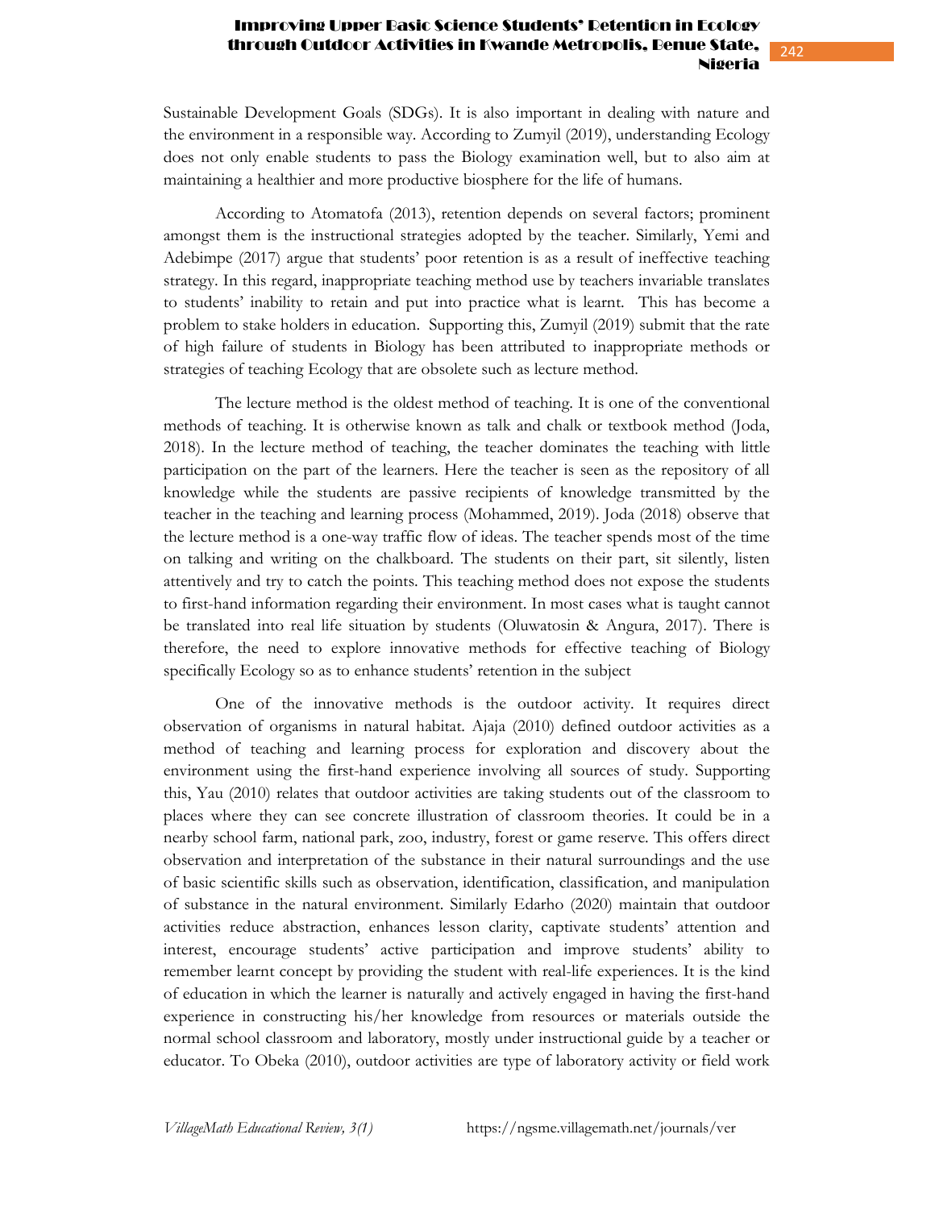Sustainable Development Goals (SDGs). It is also important in dealing with nature and the environment in a responsible way. According to Zumyil (2019), understanding Ecology does not only enable students to pass the Biology examination well, but to also aim at maintaining a healthier and more productive biosphere for the life of humans.

According to Atomatofa (2013), retention depends on several factors; prominent amongst them is the instructional strategies adopted by the teacher. Similarly, Yemi and Adebimpe (2017) argue that students' poor retention is as a result of ineffective teaching strategy. In this regard, inappropriate teaching method use by teachers invariable translates to students' inability to retain and put into practice what is learnt. This has become a problem to stake holders in education. Supporting this, Zumyil (2019) submit that the rate of high failure of students in Biology has been attributed to inappropriate methods or strategies of teaching Ecology that are obsolete such as lecture method.

The lecture method is the oldest method of teaching. It is one of the conventional methods of teaching. It is otherwise known as talk and chalk or textbook method (Joda, 2018). In the lecture method of teaching, the teacher dominates the teaching with little participation on the part of the learners. Here the teacher is seen as the repository of all knowledge while the students are passive recipients of knowledge transmitted by the teacher in the teaching and learning process (Mohammed, 2019). Joda (2018) observe that the lecture method is a one-way traffic flow of ideas. The teacher spends most of the time on talking and writing on the chalkboard. The students on their part, sit silently, listen attentively and try to catch the points. This teaching method does not expose the students to first-hand information regarding their environment. In most cases what is taught cannot be translated into real life situation by students (Oluwatosin & Angura, 2017). There is therefore, the need to explore innovative methods for effective teaching of Biology specifically Ecology so as to enhance students' retention in the subject

One of the innovative methods is the outdoor activity. It requires direct observation of organisms in natural habitat. Ajaja (2010) defined outdoor activities as a method of teaching and learning process for exploration and discovery about the environment using the first-hand experience involving all sources of study. Supporting this, Yau (2010) relates that outdoor activities are taking students out of the classroom to places where they can see concrete illustration of classroom theories. It could be in a nearby school farm, national park, zoo, industry, forest or game reserve. This offers direct observation and interpretation of the substance in their natural surroundings and the use of basic scientific skills such as observation, identification, classification, and manipulation of substance in the natural environment. Similarly Edarho (2020) maintain that outdoor activities reduce abstraction, enhances lesson clarity, captivate students' attention and interest, encourage students' active participation and improve students' ability to remember learnt concept by providing the student with real-life experiences. It is the kind of education in which the learner is naturally and actively engaged in having the first-hand experience in constructing his/her knowledge from resources or materials outside the normal school classroom and laboratory, mostly under instructional guide by a teacher or educator. To Obeka (2010), outdoor activities are type of laboratory activity or field work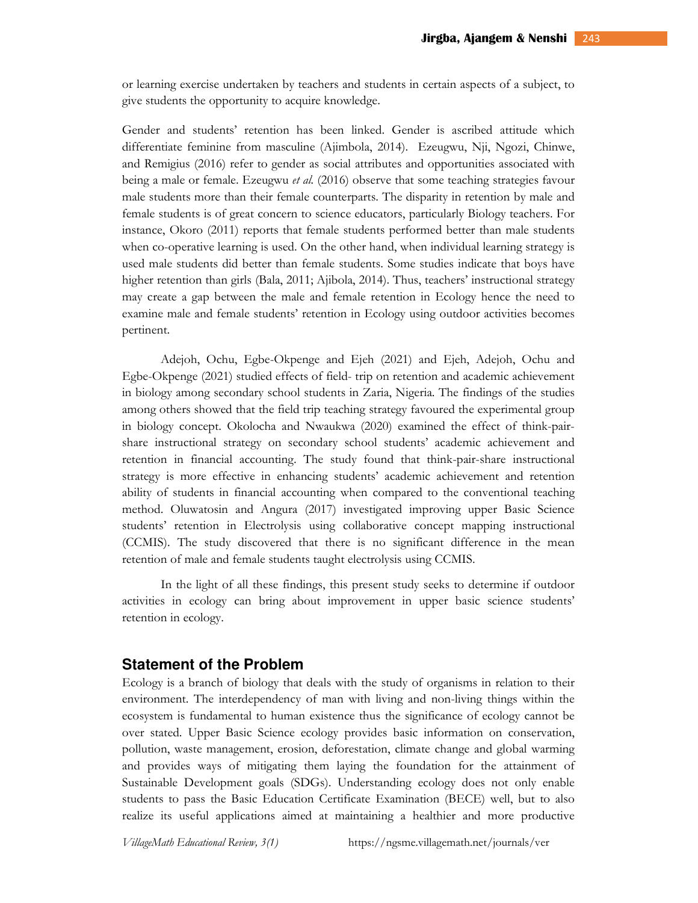or learning exercise undertaken by teachers and students in certain aspects of a subject, to give students the opportunity to acquire knowledge.

Gender and students' retention has been linked. Gender is ascribed attitude which differentiate feminine from masculine (Ajimbola, 2014). Ezeugwu, Nji, Ngozi, Chinwe, and Remigius (2016) refer to gender as social attributes and opportunities associated with being a male or female. Ezeugwu *et al.* (2016) observe that some teaching strategies favour male students more than their female counterparts. The disparity in retention by male and female students is of great concern to science educators, particularly Biology teachers. For instance, Okoro (2011) reports that female students performed better than male students when co-operative learning is used. On the other hand, when individual learning strategy is used male students did better than female students. Some studies indicate that boys have higher retention than girls (Bala, 2011; Ajibola, 2014). Thus, teachers' instructional strategy may create a gap between the male and female retention in Ecology hence the need to examine male and female students' retention in Ecology using outdoor activities becomes pertinent.

Adejoh, Ochu, Egbe-Okpenge and Ejeh (2021) and Ejeh, Adejoh, Ochu and Egbe-Okpenge (2021) studied effects of field- trip on retention and academic achievement in biology among secondary school students in Zaria, Nigeria. The findings of the studies among others showed that the field trip teaching strategy favoured the experimental group in biology concept. Okolocha and Nwaukwa (2020) examined the effect of think-pair-share instructional strategy on secondary school students' academic achievement and retention in financial accounting. The study found that think-pair-share instructional strategy is more effective in enhancing students' academic achievement and retention ability of students in financial accounting when compared to the conventional teaching method. Oluwatosin and Angura (2017) investigated improving upper Basic Science students' retention in Electrolysis using collaborative concept mapping instructional (CCMIS). The study discovered that there is no significant difference in the mean retention of male and female students taught electrolysis using CCMIS.

In the light of all these findings, this present study seeks to determine if outdoor activities in ecology can bring about improvement in upper basic science students' retention in ecology.

## Statement of the Problem

Ecology is a branch of biology that deals with the study of organisms in relation to their environment. The interdependency of man with living and non-living things within the ecosystem is fundamental to human existence thus the significance of ecology cannot be over stated. Upper Basic Science ecology provides basic information on conservation, pollution, waste management, erosion, deforestation, climate change and global warming and provides ways of mitigating them laying the foundation for the attainment of Sustainable Development goals (SDGs). Understanding ecology does not only enable students to pass the Basic Education Certificate Examination (BECE) well, but to also realize its useful applications aimed at maintaining a healthier and more productive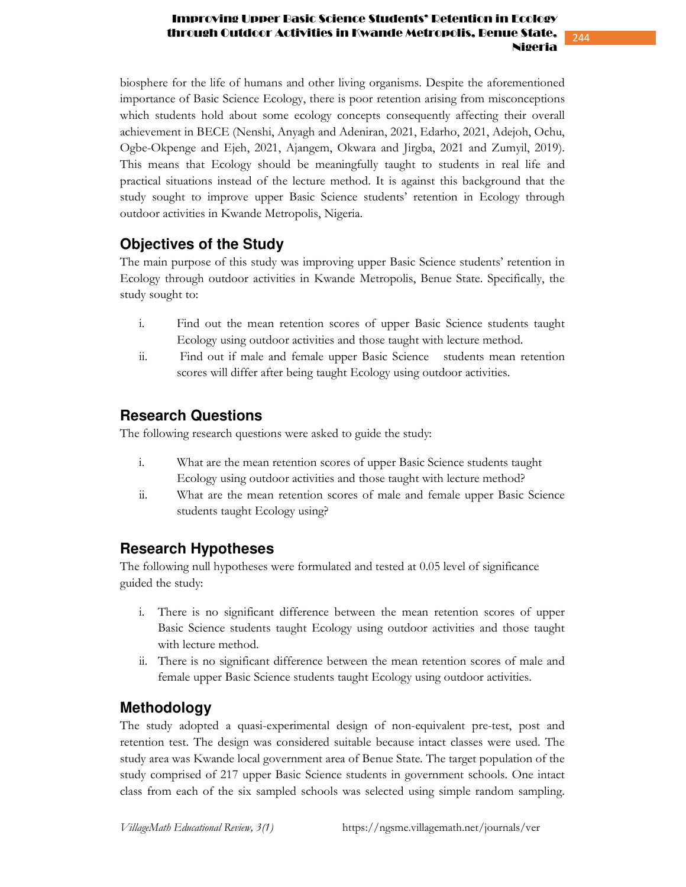biosphere for the life of humans and other living organisms. Despite the aforementioned importance of Basic Science Ecology, there is poor retention arising from misconceptions which students hold about some ecology concepts consequently affecting their overall achievement in BECE (Nenshi, Anyagh and Adeniran, 2021, Edarho, 2021, Adejoh, Ochu, Ogbe-Okpenge and Ejeh, 2021, Ajangem, Okwara and Jirgba, 2021 and Zumyil, 2019). This means that Ecology should be meaningfully taught to students in real life and practical situations instead of the lecture method. It is against this background that the study sought to improve upper Basic Science students' retention in Ecology through outdoor activities in Kwande Metropolis, Nigeria.

## Objectives of the Study

The main purpose of this study was improving upper Basic Science students' retention in Ecology through outdoor activities in Kwande Metropolis, Benue State. Specifically, the study sought to:

i. Find out the mean retention scores of upper Basic Science students taught Ecology using outdoor activities and those taught with lecture method.
ii. Find out if male and female upper Basic Science students mean retention scores will differ after being taught Ecology using outdoor activities.

## Research Questions

The following research questions were asked to guide the study:

i. What are the mean retention scores of upper Basic Science students taught Ecology using outdoor activities and those taught with lecture method?
ii. What are the mean retention scores of male and female upper Basic Science students taught Ecology using?

## Research Hypotheses

The following null hypotheses were formulated and tested at 0.05 level of significance guided the study:

i. There is no significant difference between the mean retention scores of upper Basic Science students taught Ecology using outdoor activities and those taught with lecture method.
ii. There is no significant difference between the mean retention scores of male and female upper Basic Science students taught Ecology using outdoor activities.

## Methodology

The study adopted a quasi-experimental design of non-equivalent pre-test, post and retention test. The design was considered suitable because intact classes were used. The study area was Kwande local government area of Benue State. The target population of the study comprised of 217 upper Basic Science students in government schools. One intact class from each of the six sampled schools was selected using simple random sampling.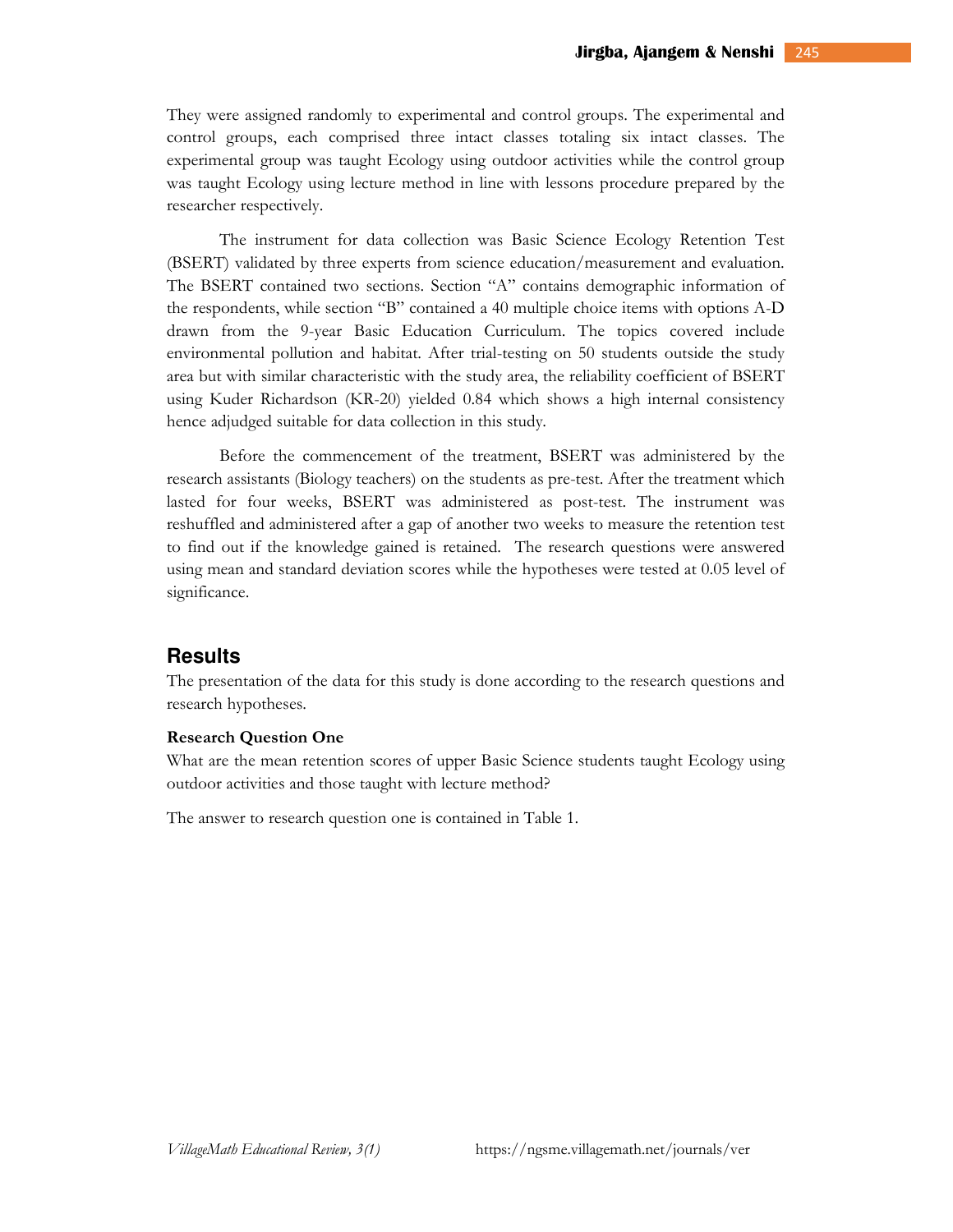They were assigned randomly to experimental and control groups. The experimental and control groups, each comprised three intact classes totaling six intact classes. The experimental group was taught Ecology using outdoor activities while the control group was taught Ecology using lecture method in line with lessons procedure prepared by the researcher respectively.

The instrument for data collection was Basic Science Ecology Retention Test (BSERT) validated by three experts from science education/measurement and evaluation. The BSERT contained two sections. Section "A" contains demographic information of the respondents, while section "B" contained a 40 multiple choice items with options A-D drawn from the 9-year Basic Education Curriculum. The topics covered include environmental pollution and habitat. After trial-testing on 50 students outside the study area but with similar characteristic with the study area, the reliability coefficient of BSERT using Kuder Richardson (KR-20) yielded 0.84 which shows a high internal consistency hence adjudged suitable for data collection in this study.

Before the commencement of the treatment, BSERT was administered by the research assistants (Biology teachers) on the students as pre-test. After the treatment which lasted for four weeks, BSERT was administered as post-test. The instrument was reshuffled and administered after a gap of another two weeks to measure the retention test to find out if the knowledge gained is retained. The research questions were answered using mean and standard deviation scores while the hypotheses were tested at 0.05 level of significance.

## Results

The presentation of the data for this study is done according to the research questions and research hypotheses.

**Research Question One**

What are the mean retention scores of upper Basic Science students taught Ecology using outdoor activities and those taught with lecture method?

The answer to research question one is contained in Table 1.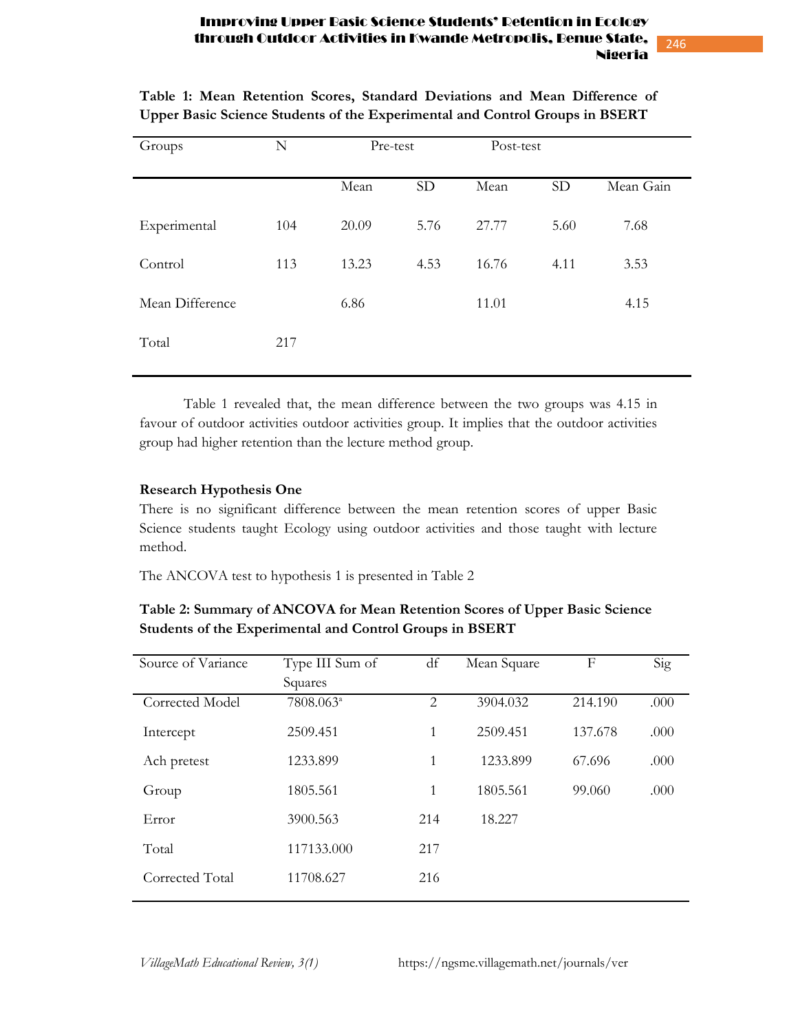**Table 1: Mean Retention Scores, Standard Deviations and Mean Difference of Upper Basic Science Students of the Experimental and Control Groups in BSERT**

| Groups | N | Pre-test | | Post-test | | |
|---|---|---|---|---|---|---|
| | | Mean | SD | Mean | SD | Mean Gain |
| Experimental | 104 | 20.09 | 5.76 | 27.77 | 5.60 | 7.68 |
| Control | 113 | 13.23 | 4.53 | 16.76 | 4.11 | 3.53 |
| Mean Difference | | 6.86 | | 11.01 | | 4.15 |
| Total | 217 | | | | | |

Table 1 revealed that, the mean difference between the two groups was 4.15 in favour of outdoor activities outdoor activities group. It implies that the outdoor activities group had higher retention than the lecture method group.

**Research Hypothesis One**

There is no significant difference between the mean retention scores of upper Basic Science students taught Ecology using outdoor activities and those taught with lecture method.

The ANCOVA test to hypothesis 1 is presented in Table 2

**Table 2: Summary of ANCOVA for Mean Retention Scores of Upper Basic Science Students of the Experimental and Control Groups in BSERT**

| Source of Variance | Type III Sum of Squares | df | Mean Square | F | Sig |
|---|---|---|---|---|---|
| Corrected Model | 7808.063[a] | 2 | 3904.032 | 214.190 | .000 |
| Intercept | 2509.451 | 1 | 2509.451 | 137.678 | .000 |
| Ach pretest | 1233.899 | 1 | 1233.899 | 67.696 | .000 |
| Group | 1805.561 | 1 | 1805.561 | 99.060 | .000 |
| Error | 3900.563 | 214 | 18.227 | | |
| Total | 117133.000 | 217 | | | |
| Corrected Total | 11708.627 | 216 | | | |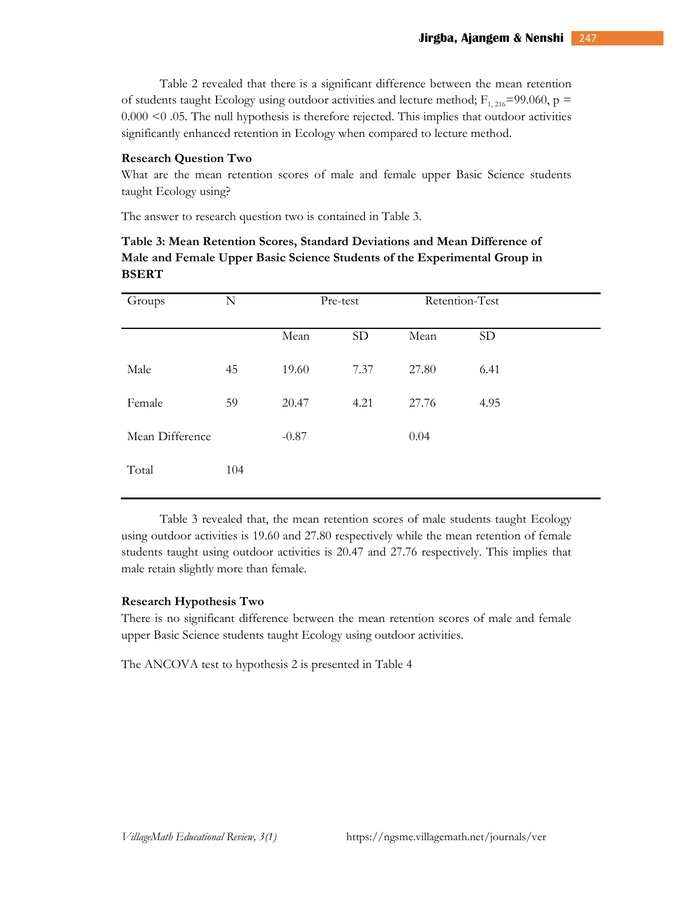Table 2 revealed that there is a significant difference between the mean retention of students taught Ecology using outdoor activities and lecture method; $F_{1, 216}$=99.060, p = 0.000 <0 .05. The null hypothesis is therefore rejected. This implies that outdoor activities significantly enhanced retention in Ecology when compared to lecture method.

**Research Question Two**

What are the mean retention scores of male and female upper Basic Science students taught Ecology using?

The answer to research question two is contained in Table 3.

**Table 3: Mean Retention Scores, Standard Deviations and Mean Difference of Male and Female Upper Basic Science Students of the Experimental Group in BSERT**

| Groups | N | Pre-test | | Retention-Test | |
|---|---|---|---|---|---|
| | | Mean | SD | Mean | SD |
| Male | 45 | 19.60 | 7.37 | 27.80 | 6.41 |
| Female | 59 | 20.47 | 4.21 | 27.76 | 4.95 |
| Mean Difference | | -0.87 | | 0.04 | |
| Total | 104 | | | | |

Table 3 revealed that, the mean retention scores of male students taught Ecology using outdoor activities is 19.60 and 27.80 respectively while the mean retention of female students taught using outdoor activities is 20.47 and 27.76 respectively. This implies that male retain slightly more than female.

**Research Hypothesis Two**

There is no significant difference between the mean retention scores of male and female upper Basic Science students taught Ecology using outdoor activities.

The ANCOVA test to hypothesis 2 is presented in Table 4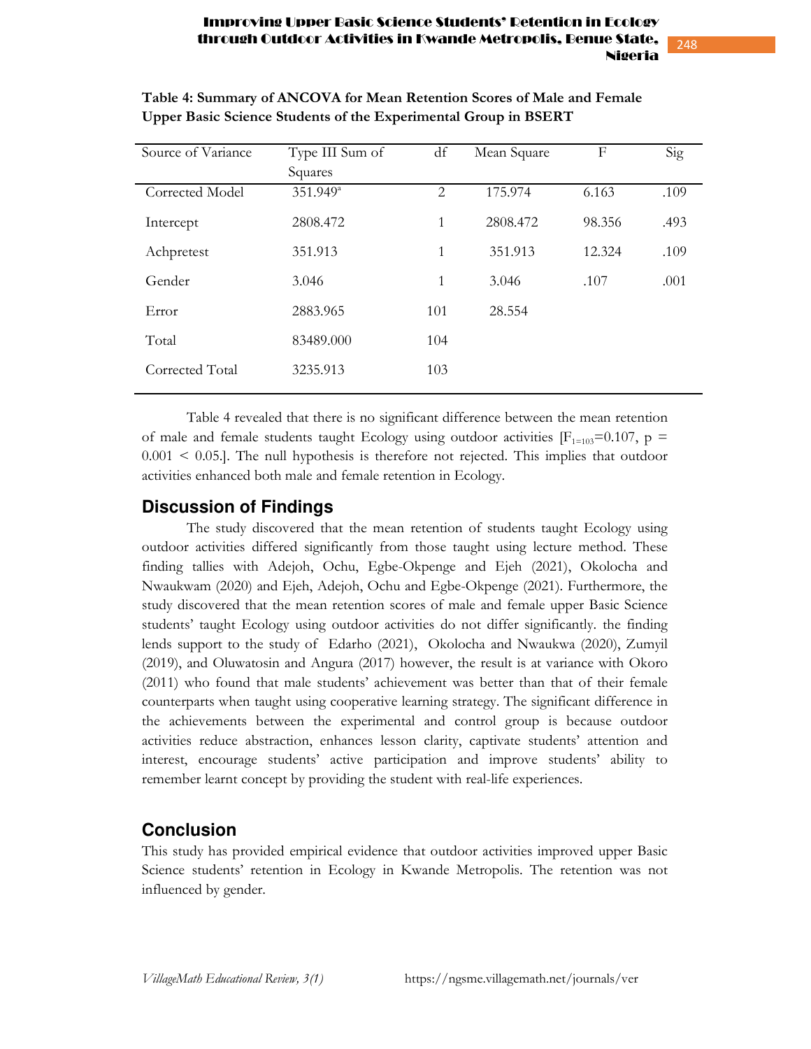**Table 4: Summary of ANCOVA for Mean Retention Scores of Male and Female Upper Basic Science Students of the Experimental Group in BSERT**

| Source of Variance | Type III Sum of Squares | df | Mean Square | F | Sig |
|---|---|---|---|---|---|
| Corrected Model | 351.949[a] | 2 | 175.974 | 6.163 | .109 |
| Intercept | 2808.472 | 1 | 2808.472 | 98.356 | .493 |
| Achpretest | 351.913 | 1 | 351.913 | 12.324 | .109 |
| Gender | 3.046 | 1 | 3.046 | .107 | .001 |
| Error | 2883.965 | 101 | 28.554 | | |
| Total | 83489.000 | 104 | | | |
| Corrected Total | 3235.913 | 103 | | | |

Table 4 revealed that there is no significant difference between the mean retention of male and female students taught Ecology using outdoor activities [$F_{1=103}$=0.107, p = 0.001 < 0.05.]. The null hypothesis is therefore not rejected. This implies that outdoor activities enhanced both male and female retention in Ecology.

## Discussion of Findings

The study discovered that the mean retention of students taught Ecology using outdoor activities differed significantly from those taught using lecture method. These finding tallies with Adejoh, Ochu, Egbe-Okpenge and Ejeh (2021), Okolocha and Nwaukwam (2020) and Ejeh, Adejoh, Ochu and Egbe-Okpenge (2021). Furthermore, the study discovered that the mean retention scores of male and female upper Basic Science students' taught Ecology using outdoor activities do not differ significantly. the finding lends support to the study of Edarho (2021), Okolocha and Nwaukwa (2020), Zumyil (2019), and Oluwatosin and Angura (2017) however, the result is at variance with Okoro (2011) who found that male students' achievement was better than that of their female counterparts when taught using cooperative learning strategy. The significant difference in the achievements between the experimental and control group is because outdoor activities reduce abstraction, enhances lesson clarity, captivate students' attention and interest, encourage students' active participation and improve students' ability to remember learnt concept by providing the student with real-life experiences.

## Conclusion

This study has provided empirical evidence that outdoor activities improved upper Basic Science students' retention in Ecology in Kwande Metropolis. The retention was not influenced by gender.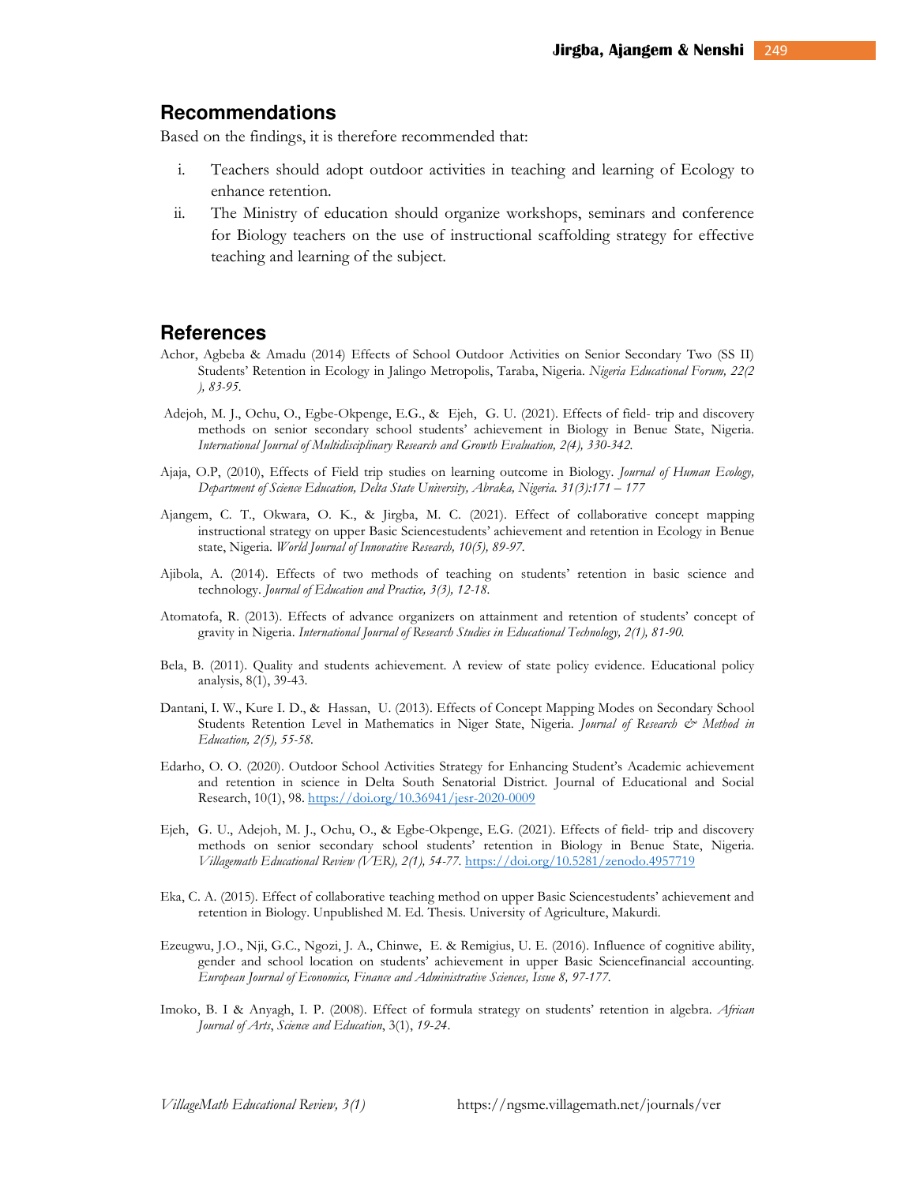## Recommendations

Based on the findings, it is therefore recommended that:

i. Teachers should adopt outdoor activities in teaching and learning of Ecology to enhance retention.
ii. The Ministry of education should organize workshops, seminars and conference for Biology teachers on the use of instructional scaffolding strategy for effective teaching and learning of the subject.

## References

Achor, Agbeba & Amadu (2014) Effects of School Outdoor Activities on Senior Secondary Two (SS II) Students' Retention in Ecology in Jalingo Metropolis, Taraba, Nigeria. *Nigeria Educational Forum, 22(2 ), 83-95.*

Adejoh, M. J., Ochu, O., Egbe-Okpenge, E.G., & Ejeh, G. U. (2021). Effects of field- trip and discovery methods on senior secondary school students' achievement in Biology in Benue State, Nigeria. *International Journal of Multidisciplinary Research and Growth Evaluation, 2(4), 330-342.*

Ajaja, O.P, (2010), Effects of Field trip studies on learning outcome in Biology. *Journal of Human Ecology, Department of Science Education, Delta State University, Abraka, Nigeria. 31(3):171 – 177*

Ajangem, C. T., Okwara, O. K., & Jirgba, M. C. (2021). Effect of collaborative concept mapping instructional strategy on upper Basic Sciencestudents' achievement and retention in Ecology in Benue state, Nigeria. *World Journal of Innovative Research, 10(5), 89-97.*

Ajibola, A. (2014). Effects of two methods of teaching on students' retention in basic science and technology. *Journal of Education and Practice, 3(3), 12-18.*

Atomatofa, R. (2013). Effects of advance organizers on attainment and retention of students' concept of gravity in Nigeria. *International Journal of Research Studies in Educational Technology, 2(1), 81-90.*

Bela, B. (2011). Quality and students achievement. A review of state policy evidence. Educational policy analysis, 8(1), 39-43.

Dantani, I. W., Kure I. D., & Hassan, U. (2013). Effects of Concept Mapping Modes on Secondary School Students Retention Level in Mathematics in Niger State, Nigeria. *Journal of Research & Method in Education, 2(5), 55-58.*

Edarho, O. O. (2020). Outdoor School Activities Strategy for Enhancing Student's Academic achievement and retention in science in Delta South Senatorial District. Journal of Educational and Social Research, 10(1), 98. https://doi.org/10.36941/jesr-2020-0009

Ejeh, G. U., Adejoh, M. J., Ochu, O., & Egbe-Okpenge, E.G. (2021). Effects of field- trip and discovery methods on senior secondary school students' retention in Biology in Benue State, Nigeria. *Villagemath Educational Review (VER), 2(1), 54-77.* https://doi.org/10.5281/zenodo.4957719

Eka, C. A. (2015). Effect of collaborative teaching method on upper Basic Sciencestudents' achievement and retention in Biology. Unpublished M. Ed. Thesis. University of Agriculture, Makurdi.

Ezeugwu, J.O., Nji, G.C., Ngozi, J. A., Chinwe, E. & Remigius, U. E. (2016). Influence of cognitive ability, gender and school location on students' achievement in upper Basic Sciencefinancial accounting. *European Journal of Economics, Finance and Administrative Sciences, Issue 8, 97-177.*

Imoko, B. I & Anyagh, I. P. (2008). Effect of formula strategy on students' retention in algebra. *African Journal of Arts*, *Science and Education*, 3(1), *19-24*.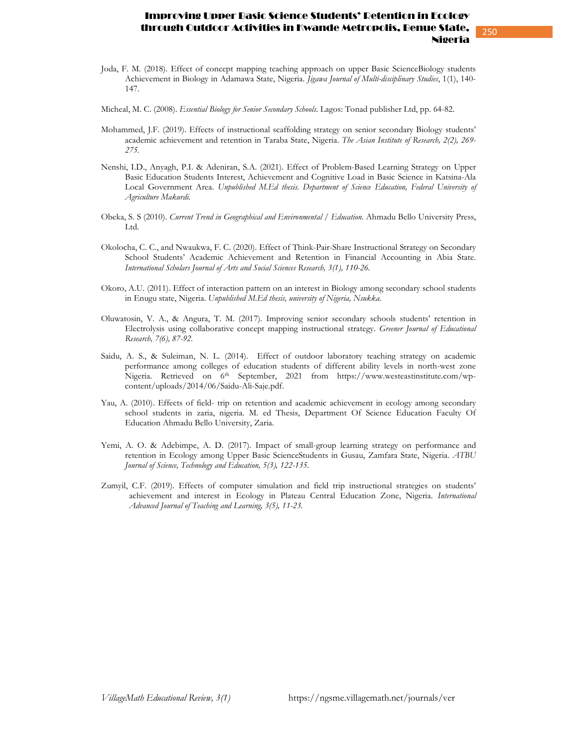Joda, F. M. (2018). Effect of concept mapping teaching approach on upper Basic ScienceBiology students Achievement in Biology in Adamawa State, Nigeria. *Jigawa Journal of Multi-disciplinary Studies*, 1(1), 140-147.

Micheal, M. C. (2008). *Essential Biology for Senior Secondary Schools.* Lagos: Tonad publisher Ltd, pp. 64-82.

Mohammed, J.F. (2019). Effects of instructional scaffolding strategy on senior secondary Biology students' academic achievement and retention in Taraba State, Nigeria. *The Asian Institute of Research, 2(2), 269-275.*

Nenshi, I.D., Anyagh, P.I. & Adeniran, S.A. (2021). Effect of Problem-Based Learning Strategy on Upper Basic Education Students Interest, Achievement and Cognitive Load in Basic Science in Katsina-Ala Local Government Area. *Unpublished M.Ed thesis. Department of Science Education, Federal University of Agriculture Makurdi.*

Obeka, S. S (2010). *Current Trend in Geographical and Environmental / Education.* Ahmadu Bello University Press, Ltd.

Okolocha, C. C., and Nwaukwa, F. C. (2020). Effect of Think-Pair-Share Instructional Strategy on Secondary School Students' Academic Achievement and Retention in Financial Accounting in Abia State. *International Scholars Journal of Arts and Social Sciences Research, 3(1), 110-26.*

Okoro, A.U. (2011). Effect of interaction pattern on an interest in Biology among secondary school students in Enugu state, Nigeria. *Unpublished M.Ed thesis, university of Nigeria, Nsukka.*

Oluwatosin, V. A., & Angura, T. M. (2017). Improving senior secondary schools students' retention in Electrolysis using collaborative concept mapping instructional strategy. *Greener Journal of Educational Research, 7(6), 87-92.*

Saidu, A. S., & Suleiman, N. L. (2014). Effect of outdoor laboratory teaching strategy on academic performance among colleges of education students of different ability levels in north-west zone Nigeria. Retrieved on 6th September, 2021 from https://www.westeastinstitute.com/wp-content/uploads/2014/06/Saidu-Ali-Saje.pdf.

Yau, A. (2010). Effects of field- trip on retention and academic achievement in ecology among secondary school students in zaria, nigeria. M. ed Thesis, Department Of Science Education Faculty Of Education Ahmadu Bello University, Zaria.

Yemi, A. O. & Adebimpe, A. D. (2017). Impact of small-group learning strategy on performance and retention in Ecology among Upper Basic ScienceStudents in Gusau, Zamfara State, Nigeria. *ATBU Journal of Science, Technology and Education, 5(3), 122-135.*

Zumyil, C.F. (2019). Effects of computer simulation and field trip instructional strategies on students' achievement and interest in Ecology in Plateau Central Education Zone, Nigeria. *International Advanced Journal of Teaching and Learning, 3(5), 11-23.*